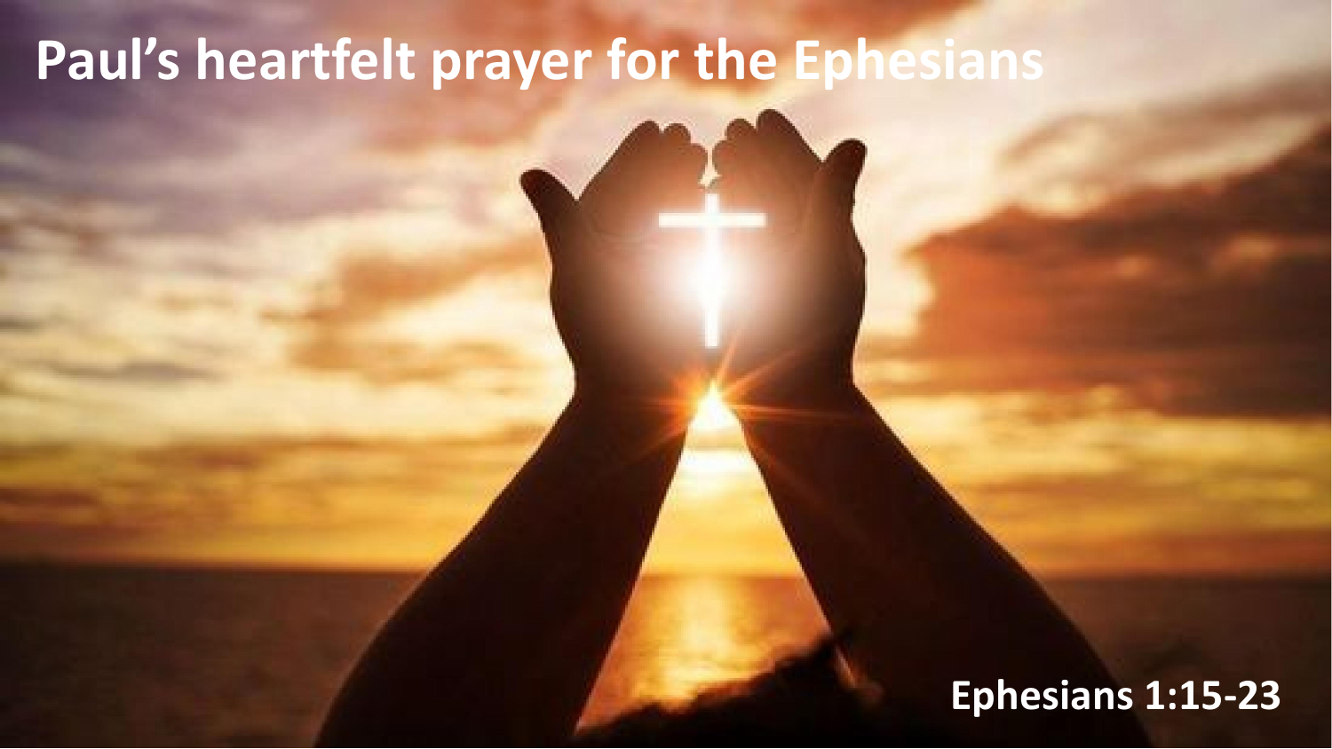# Paul's heartfelt prayer for the Ephesians

**Ephesians 1:15-23**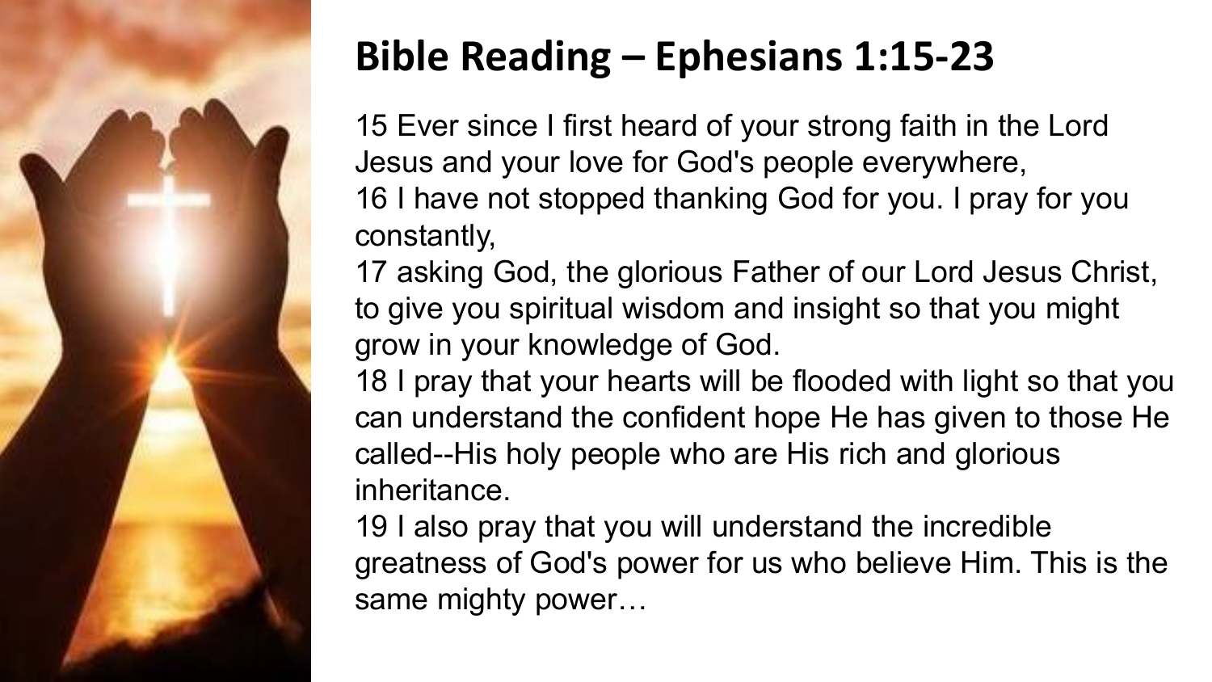# Bible Reading – Ephesians 1:15-23

15 Ever since I first heard of your strong faith in the Lord Jesus and your love for God's people everywhere,
16 I have not stopped thanking God for you. I pray for you constantly,
17 asking God, the glorious Father of our Lord Jesus Christ, to give you spiritual wisdom and insight so that you might grow in your knowledge of God.
18 I pray that your hearts will be flooded with light so that you can understand the confident hope He has given to those He called--His holy people who are His rich and glorious inheritance.
19 I also pray that you will understand the incredible greatness of God's power for us who believe Him. This is the same mighty power…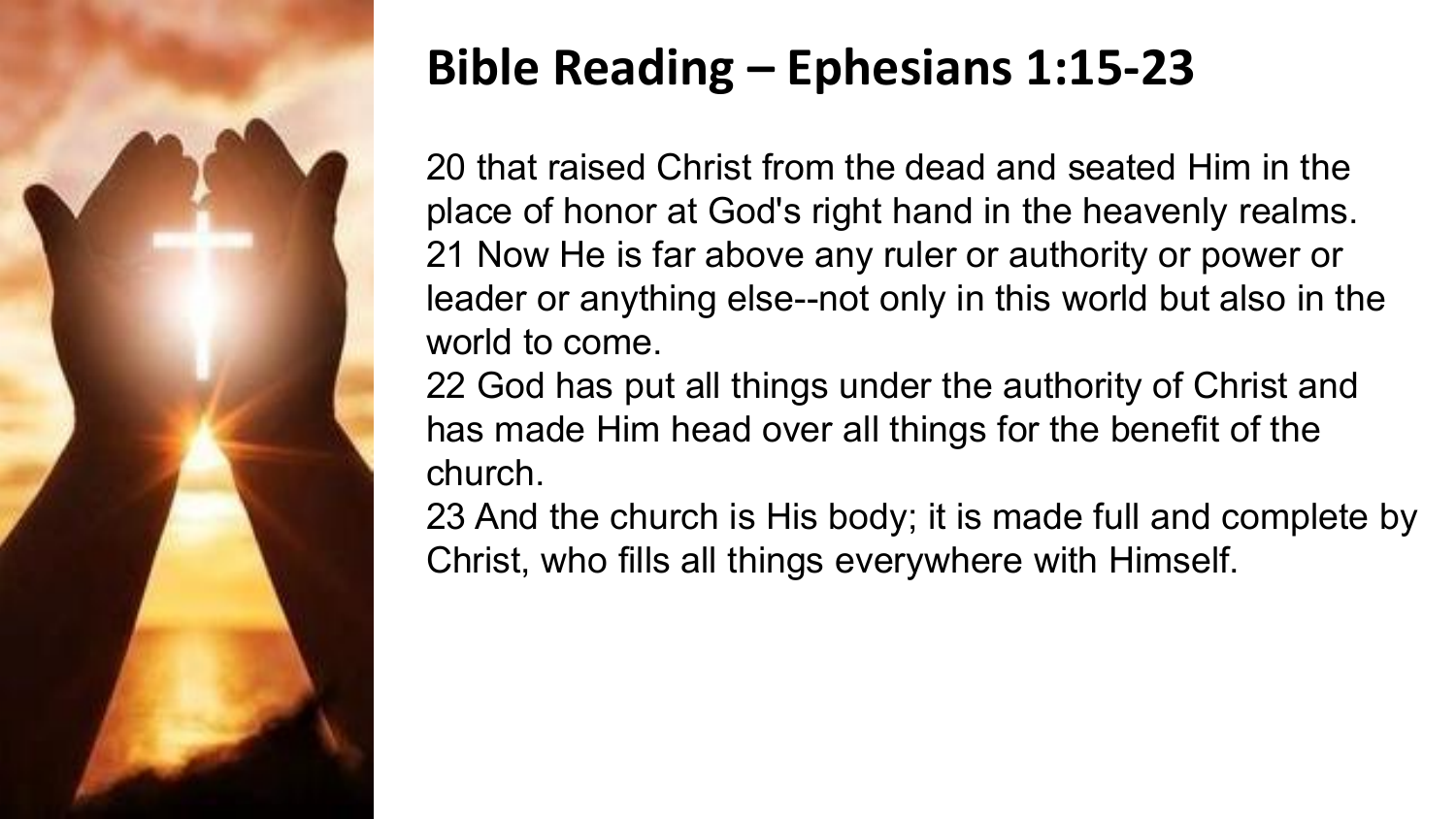# Bible Reading – Ephesians 1:15-23

20 that raised Christ from the dead and seated Him in the place of honor at God's right hand in the heavenly realms.
21 Now He is far above any ruler or authority or power or leader or anything else--not only in this world but also in the world to come.
22 God has put all things under the authority of Christ and has made Him head over all things for the benefit of the church.
23 And the church is His body; it is made full and complete by Christ, who fills all things everywhere with Himself.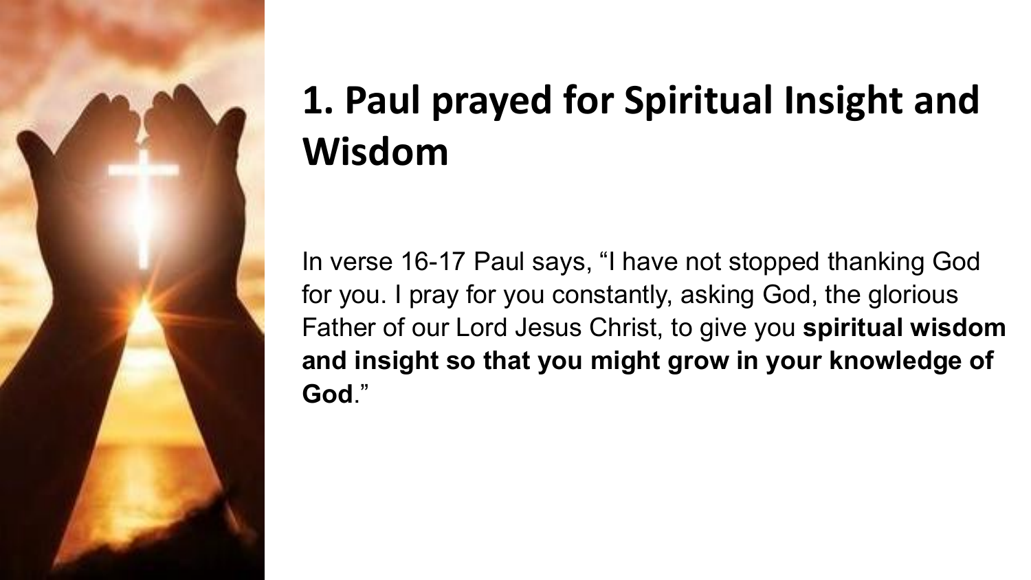# 1. Paul prayed for Spiritual Insight and Wisdom

In verse 16-17 Paul says, "I have not stopped thanking God for you. I pray for you constantly, asking God, the glorious Father of our Lord Jesus Christ, to give you **spiritual wisdom and insight so that you might grow in your knowledge of God**."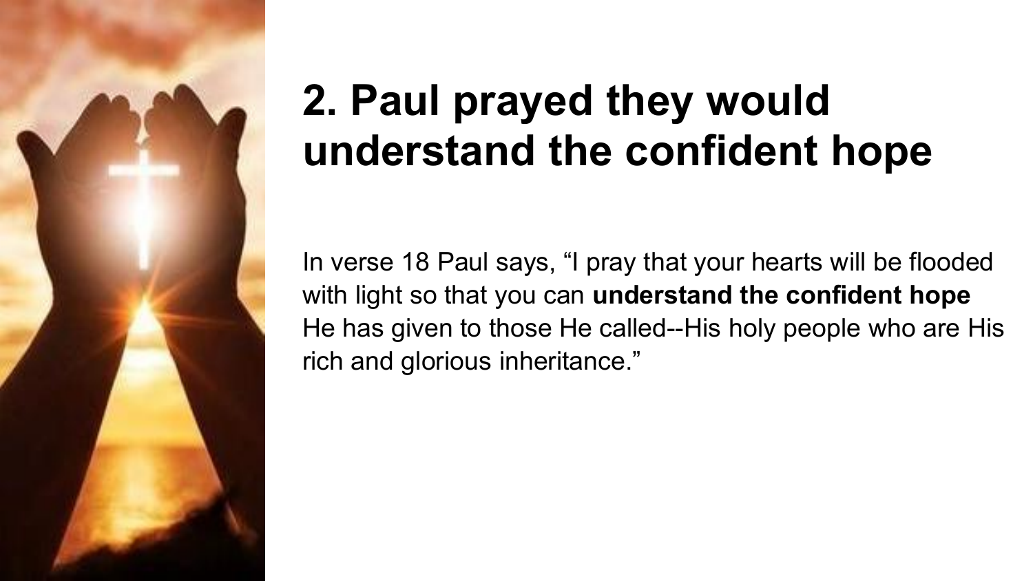# 2. Paul prayed they would understand the confident hope

In verse 18 Paul says, “I pray that your hearts will be flooded with light so that you can **understand the confident hope** He has given to those He called--His holy people who are His rich and glorious inheritance.”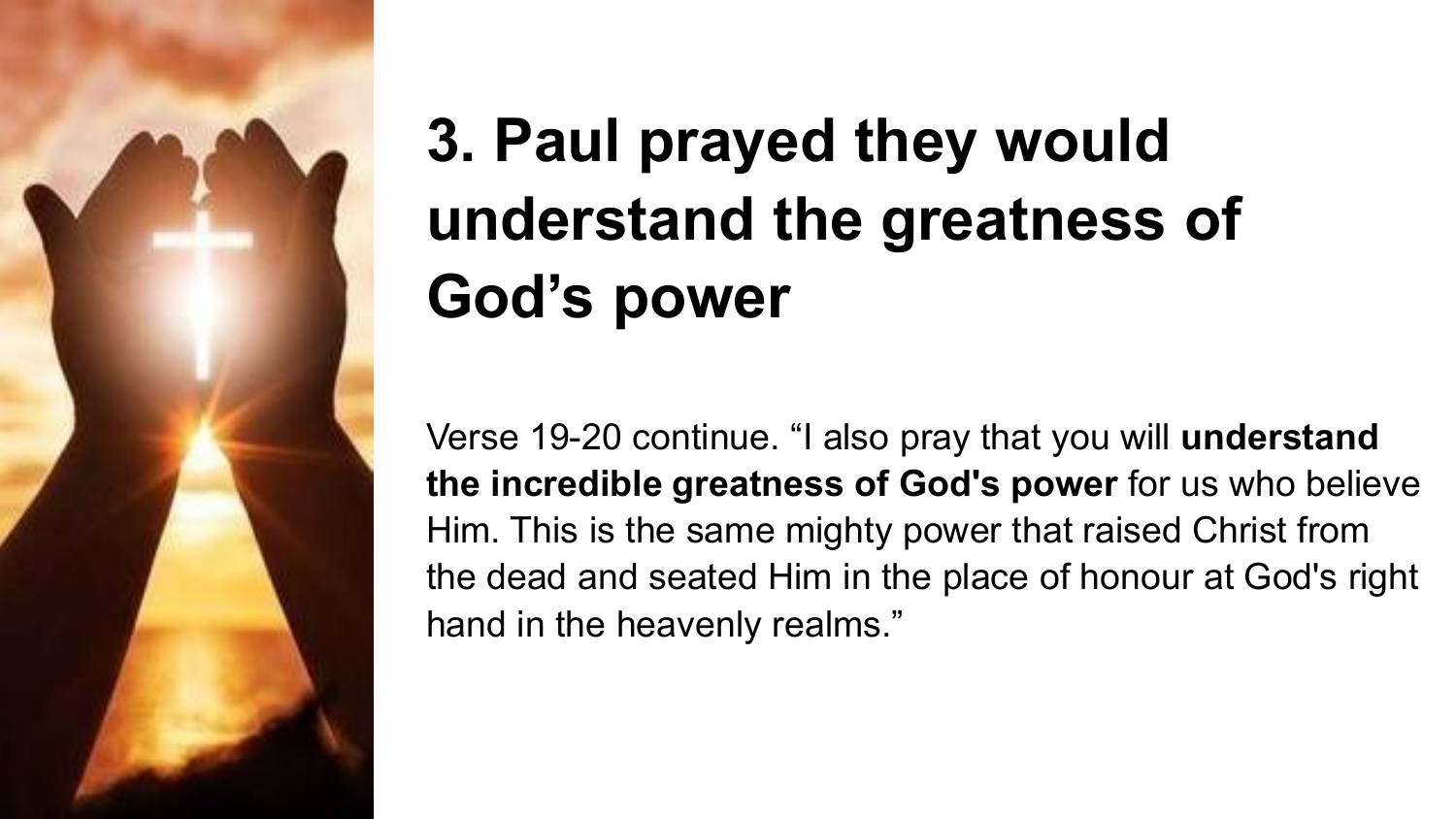# 3. Paul prayed they would understand the greatness of God's power

Verse 19-20 continue. "I also pray that you will **understand the incredible greatness of God's power** for us who believe Him. This is the same mighty power that raised Christ from the dead and seated Him in the place of honour at God's right hand in the heavenly realms."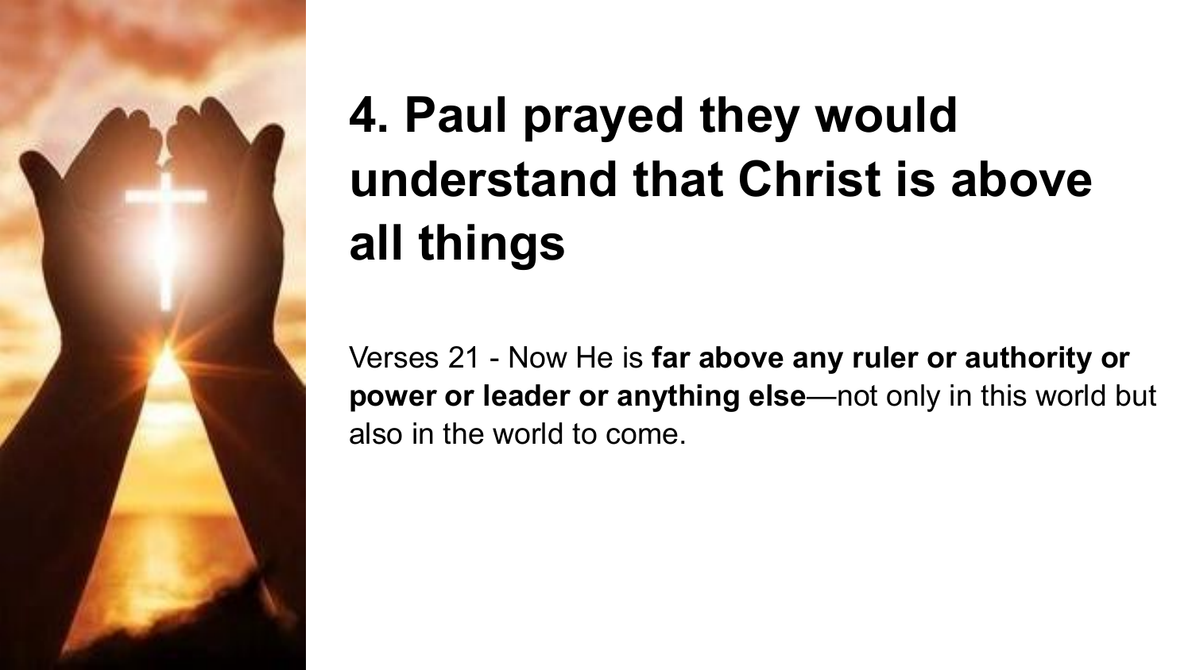# 4. Paul prayed they would understand that Christ is above all things

Verses 21 - Now He is **far above any ruler or authority or power or leader or anything else**—not only in this world but also in the world to come.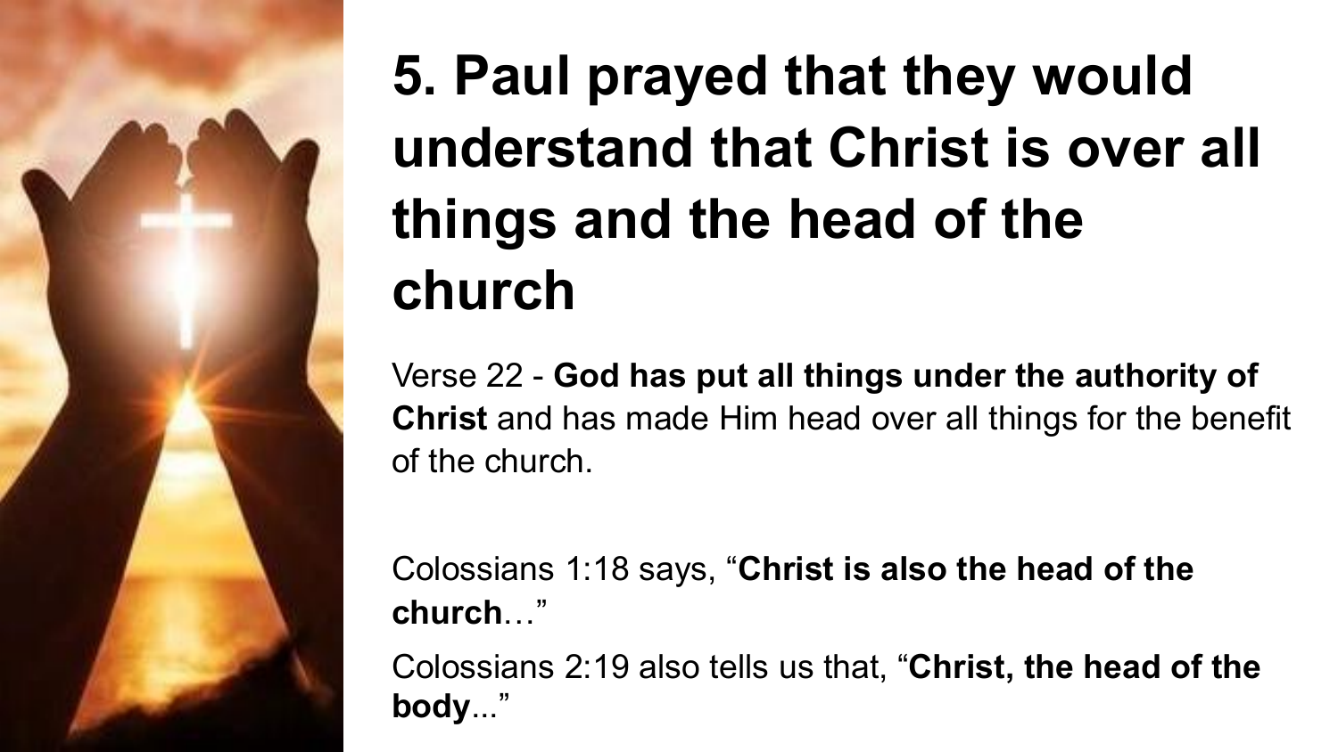# 5. Paul prayed that they would understand that Christ is over all things and the head of the church

Verse 22 - **God has put all things under the authority of Christ** and has made Him head over all things for the benefit of the church.

Colossians 1:18 says, “**Christ is also the head of the church**…”

Colossians 2:19 also tells us that, “**Christ, the head of the body**...”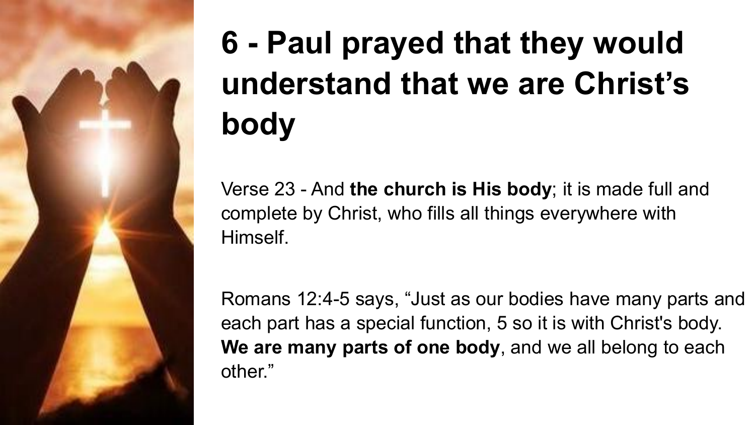# 6 - Paul prayed that they would understand that we are Christ's body

Verse 23 - And **the church is His body**; it is made full and complete by Christ, who fills all things everywhere with Himself.

Romans 12:4-5 says, "Just as our bodies have many parts and each part has a special function, 5 so it is with Christ's body. **We are many parts of one body**, and we all belong to each other."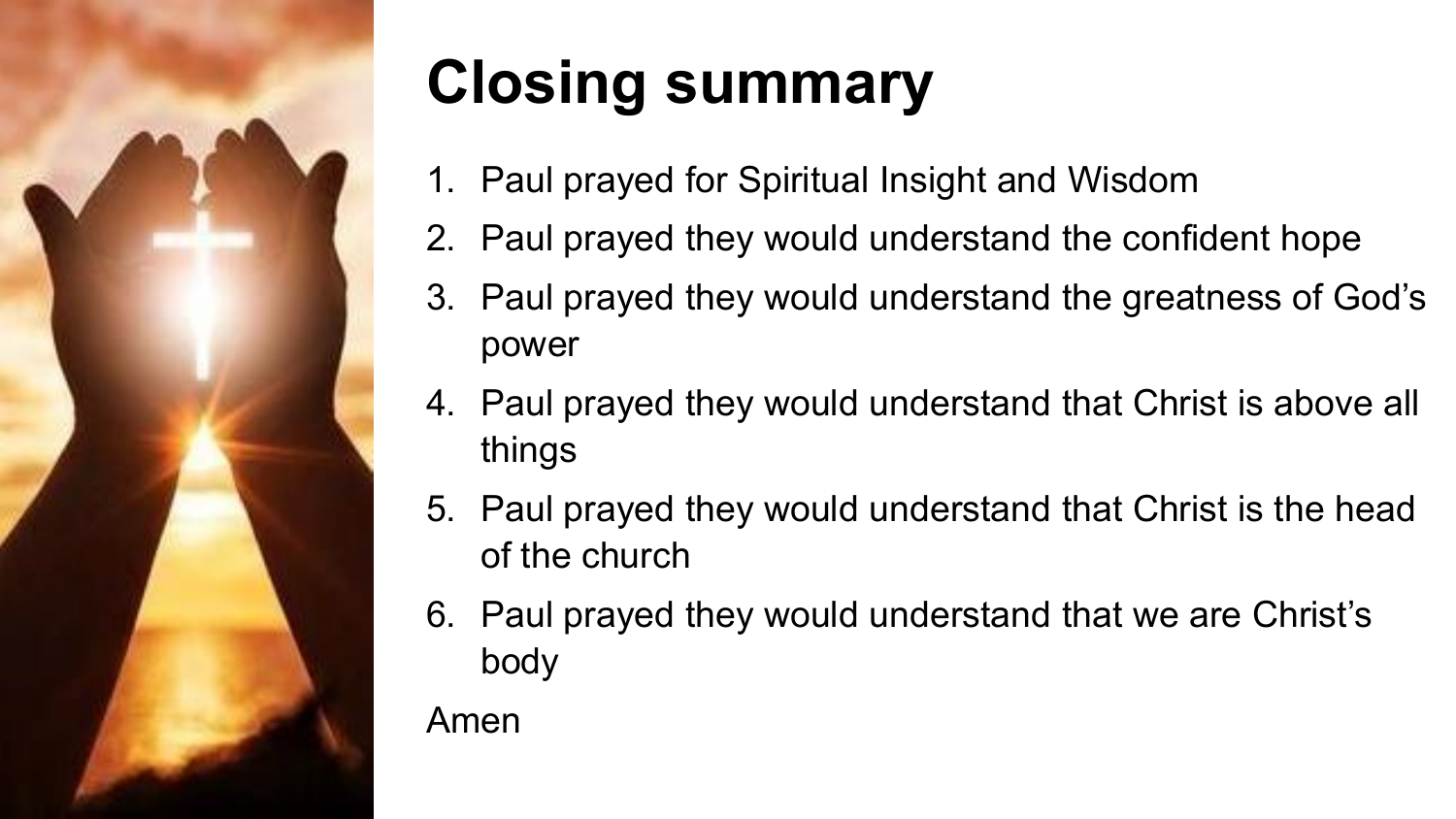# Closing summary

1. Paul prayed for Spiritual Insight and Wisdom
2. Paul prayed they would understand the confident hope
3. Paul prayed they would understand the greatness of God's power
4. Paul prayed they would understand that Christ is above all things
5. Paul prayed they would understand that Christ is the head of the church
6. Paul prayed they would understand that we are Christ's body

Amen